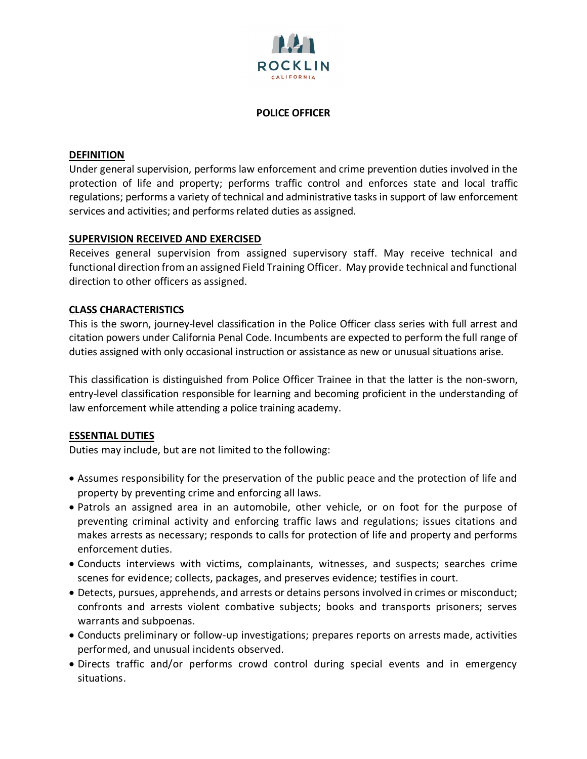ROCKLIN

CALIFORNIA

# POLICE OFFICER

## DEFINITION

Under general supervision, performs law enforcement and crime prevention duties involved in the protection of life and property; performs traffic control and enforces state and local traffic regulations; performs a variety of technical and administrative tasks in support of law enforcement services and activities; and performs related duties as assigned.

## SUPERVISION RECEIVED AND EXERCISED

Receives general supervision from assigned supervisory staff. May receive technical and functional direction from an assigned Field Training Officer. May provide technical and functional direction to other officers as assigned.

## CLASS CHARACTERISTICS

This is the sworn, journey-level classification in the Police Officer class series with full arrest and citation powers under California Penal Code. Incumbents are expected to perform the full range of duties assigned with only occasional instruction or assistance as new or unusual situations arise.

This classification is distinguished from Police Officer Trainee in that the latter is the non-sworn, entry-level classification responsible for learning and becoming proficient in the understanding of law enforcement while attending a police training academy.

## ESSENTIAL DUTIES

Duties may include, but are not limited to the following:

- Assumes responsibility for the preservation of the public peace and the protection of life and property by preventing crime and enforcing all laws.
- Patrols an assigned area in an automobile, other vehicle, or on foot for the purpose of preventing criminal activity and enforcing traffic laws and regulations; issues citations and makes arrests as necessary; responds to calls for protection of life and property and performs enforcement duties.
- Conducts interviews with victims, complainants, witnesses, and suspects; searches crime scenes for evidence; collects, packages, and preserves evidence; testifies in court.
- Detects, pursues, apprehends, and arrests or detains persons involved in crimes or misconduct; confronts and arrests violent combative subjects; books and transports prisoners; serves warrants and subpoenas.
- Conducts preliminary or follow-up investigations; prepares reports on arrests made, activities performed, and unusual incidents observed.
- Directs traffic and/or performs crowd control during special events and in emergency situations.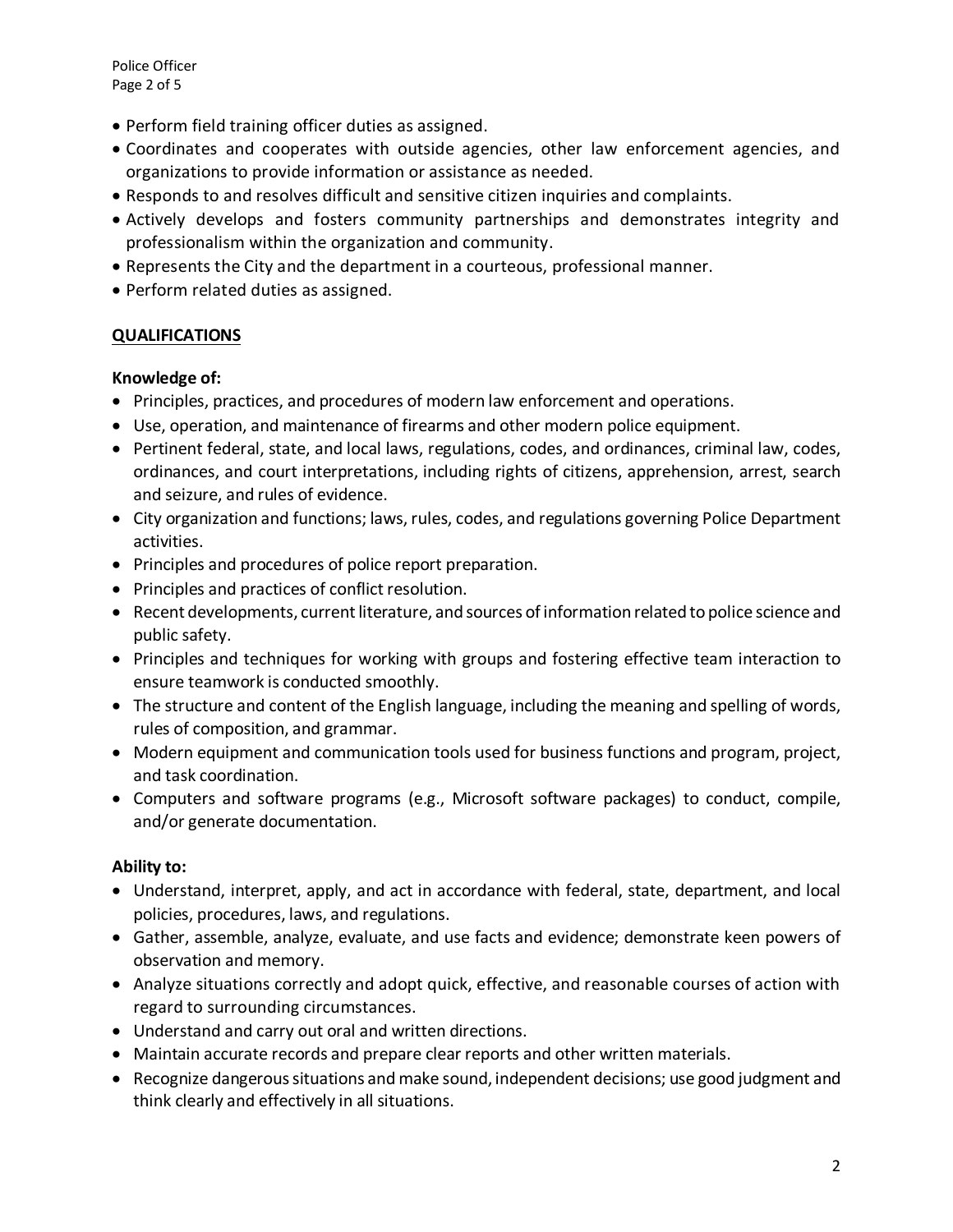- Perform field training officer duties as assigned.
- Coordinates and cooperates with outside agencies, other law enforcement agencies, and organizations to provide information or assistance as needed.
- Responds to and resolves difficult and sensitive citizen inquiries and complaints.
- Actively develops and fosters community partnerships and demonstrates integrity and professionalism within the organization and community.
- Represents the City and the department in a courteous, professional manner.
- Perform related duties as assigned.

## QUALIFICATIONS

**Knowledge of:**

- Principles, practices, and procedures of modern law enforcement and operations.
- Use, operation, and maintenance of firearms and other modern police equipment.
- Pertinent federal, state, and local laws, regulations, codes, and ordinances, criminal law, codes, ordinances, and court interpretations, including rights of citizens, apprehension, arrest, search and seizure, and rules of evidence.
- City organization and functions; laws, rules, codes, and regulations governing Police Department activities.
- Principles and procedures of police report preparation.
- Principles and practices of conflict resolution.
- Recent developments, current literature, and sources of information related to police science and public safety.
- Principles and techniques for working with groups and fostering effective team interaction to ensure teamwork is conducted smoothly.
- The structure and content of the English language, including the meaning and spelling of words, rules of composition, and grammar.
- Modern equipment and communication tools used for business functions and program, project, and task coordination.
- Computers and software programs (e.g., Microsoft software packages) to conduct, compile, and/or generate documentation.

**Ability to:**

- Understand, interpret, apply, and act in accordance with federal, state, department, and local policies, procedures, laws, and regulations.
- Gather, assemble, analyze, evaluate, and use facts and evidence; demonstrate keen powers of observation and memory.
- Analyze situations correctly and adopt quick, effective, and reasonable courses of action with regard to surrounding circumstances.
- Understand and carry out oral and written directions.
- Maintain accurate records and prepare clear reports and other written materials.
- Recognize dangerous situations and make sound, independent decisions; use good judgment and think clearly and effectively in all situations.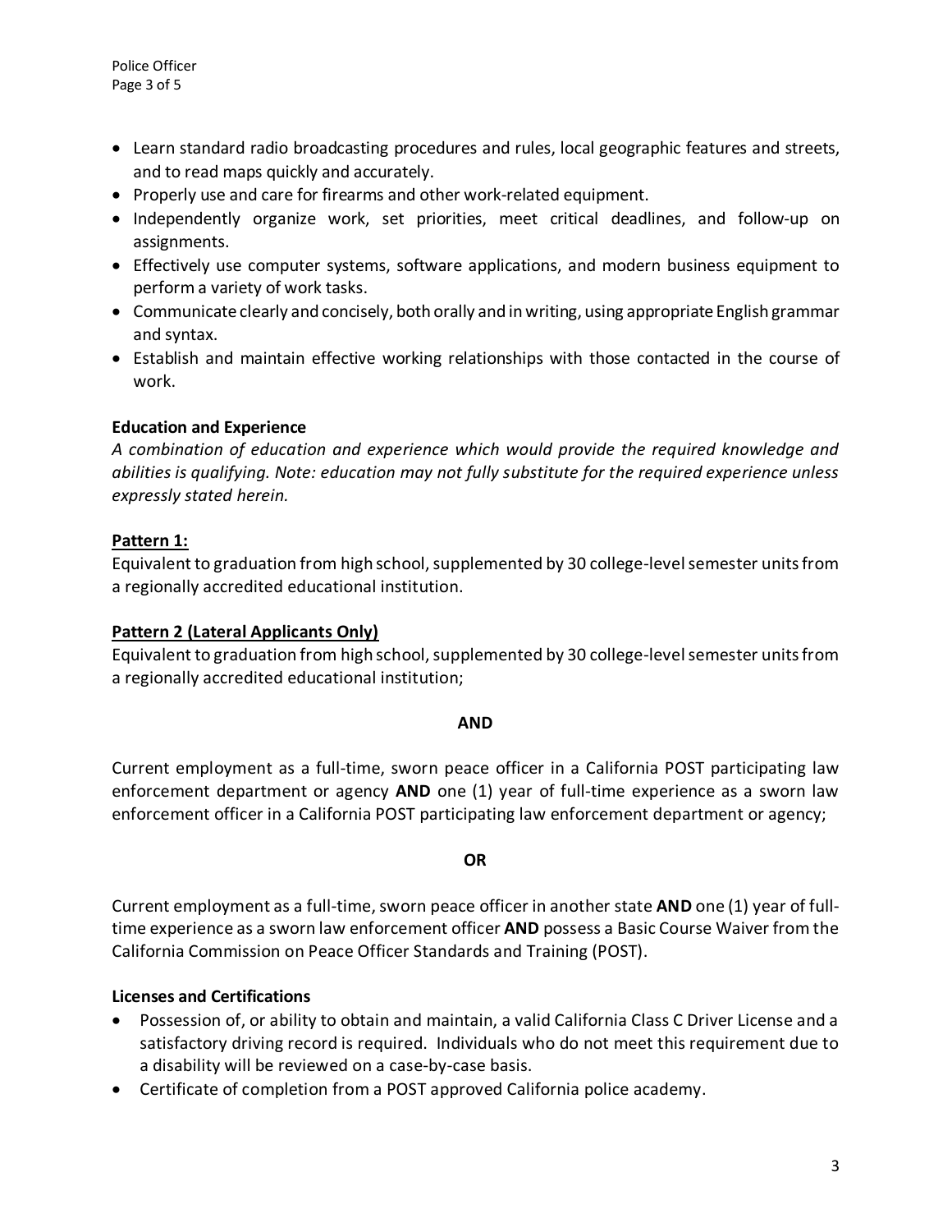- Learn standard radio broadcasting procedures and rules, local geographic features and streets, and to read maps quickly and accurately.
- Properly use and care for firearms and other work-related equipment.
- Independently organize work, set priorities, meet critical deadlines, and follow-up on assignments.
- Effectively use computer systems, software applications, and modern business equipment to perform a variety of work tasks.
- Communicate clearly and concisely, both orally and in writing, using appropriate English grammar and syntax.
- Establish and maintain effective working relationships with those contacted in the course of work.

**Education and Experience**

*A combination of education and experience which would provide the required knowledge and abilities is qualifying. Note: education may not fully substitute for the required experience unless expressly stated herein.*

**Pattern 1:**

Equivalent to graduation from high school, supplemented by 30 college-level semester units from a regionally accredited educational institution.

**Pattern 2 (Lateral Applicants Only)**

Equivalent to graduation from high school, supplemented by 30 college-level semester units from a regionally accredited educational institution;

**AND**

Current employment as a full-time, sworn peace officer in a California POST participating law enforcement department or agency **AND** one (1) year of full-time experience as a sworn law enforcement officer in a California POST participating law enforcement department or agency;

**OR**

Current employment as a full-time, sworn peace officer in another state **AND** one (1) year of full-time experience as a sworn law enforcement officer **AND** possess a Basic Course Waiver from the California Commission on Peace Officer Standards and Training (POST).

**Licenses and Certifications**

- Possession of, or ability to obtain and maintain, a valid California Class C Driver License and a satisfactory driving record is required. Individuals who do not meet this requirement due to a disability will be reviewed on a case-by-case basis.
- Certificate of completion from a POST approved California police academy.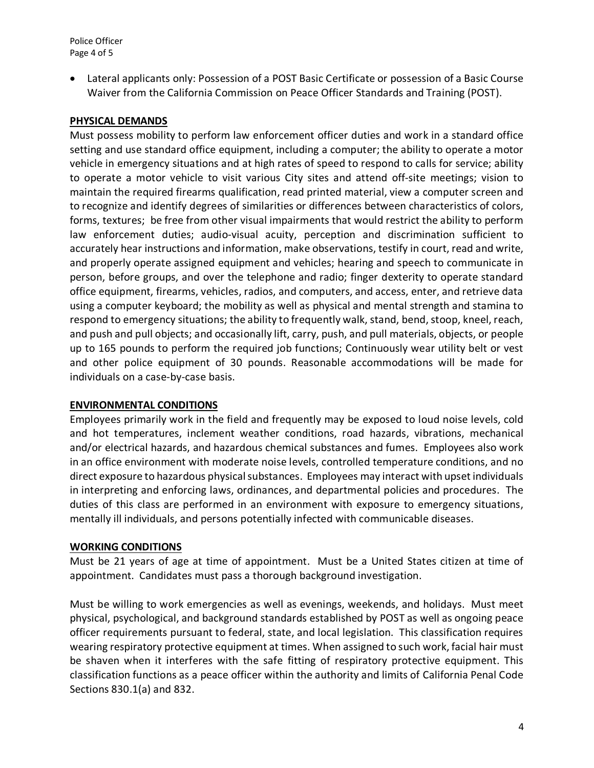- Lateral applicants only: Possession of a POST Basic Certificate or possession of a Basic Course Waiver from the California Commission on Peace Officer Standards and Training (POST).

## PHYSICAL DEMANDS

Must possess mobility to perform law enforcement officer duties and work in a standard office setting and use standard office equipment, including a computer; the ability to operate a motor vehicle in emergency situations and at high rates of speed to respond to calls for service; ability to operate a motor vehicle to visit various City sites and attend off-site meetings; vision to maintain the required firearms qualification, read printed material, view a computer screen and to recognize and identify degrees of similarities or differences between characteristics of colors, forms, textures; be free from other visual impairments that would restrict the ability to perform law enforcement duties; audio-visual acuity, perception and discrimination sufficient to accurately hear instructions and information, make observations, testify in court, read and write, and properly operate assigned equipment and vehicles; hearing and speech to communicate in person, before groups, and over the telephone and radio; finger dexterity to operate standard office equipment, firearms, vehicles, radios, and computers, and access, enter, and retrieve data using a computer keyboard; the mobility as well as physical and mental strength and stamina to respond to emergency situations; the ability to frequently walk, stand, bend, stoop, kneel, reach, and push and pull objects; and occasionally lift, carry, push, and pull materials, objects, or people up to 165 pounds to perform the required job functions; Continuously wear utility belt or vest and other police equipment of 30 pounds. Reasonable accommodations will be made for individuals on a case-by-case basis.

## ENVIRONMENTAL CONDITIONS

Employees primarily work in the field and frequently may be exposed to loud noise levels, cold and hot temperatures, inclement weather conditions, road hazards, vibrations, mechanical and/or electrical hazards, and hazardous chemical substances and fumes. Employees also work in an office environment with moderate noise levels, controlled temperature conditions, and no direct exposure to hazardous physical substances. Employees may interact with upset individuals in interpreting and enforcing laws, ordinances, and departmental policies and procedures. The duties of this class are performed in an environment with exposure to emergency situations, mentally ill individuals, and persons potentially infected with communicable diseases.

## WORKING CONDITIONS

Must be 21 years of age at time of appointment. Must be a United States citizen at time of appointment. Candidates must pass a thorough background investigation.

Must be willing to work emergencies as well as evenings, weekends, and holidays. Must meet physical, psychological, and background standards established by POST as well as ongoing peace officer requirements pursuant to federal, state, and local legislation. This classification requires wearing respiratory protective equipment at times. When assigned to such work, facial hair must be shaven when it interferes with the safe fitting of respiratory protective equipment. This classification functions as a peace officer within the authority and limits of California Penal Code Sections 830.1(a) and 832.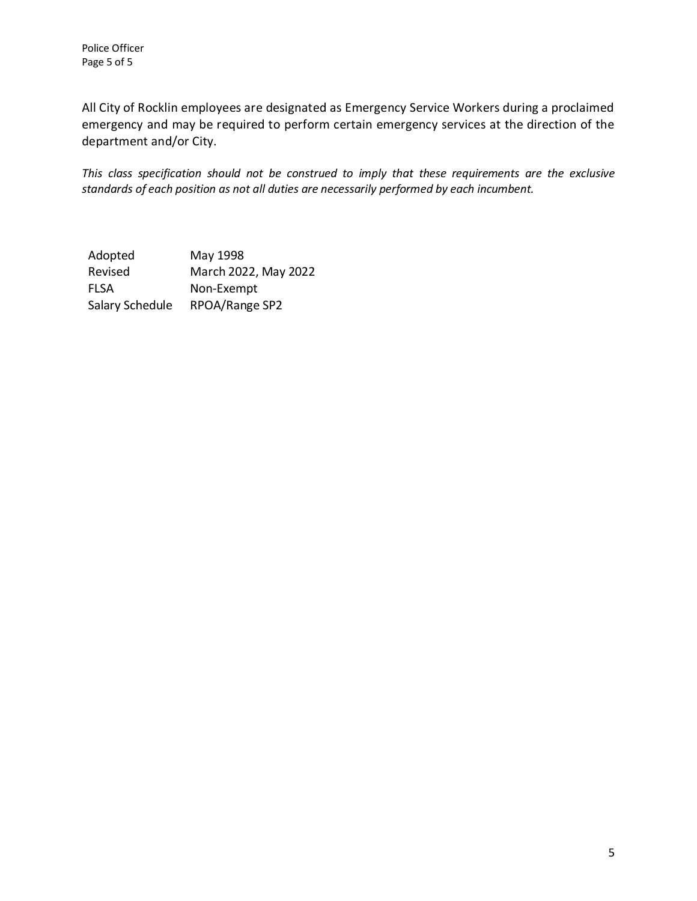All City of Rocklin employees are designated as Emergency Service Workers during a proclaimed emergency and may be required to perform certain emergency services at the direction of the department and/or City.

*This class specification should not be construed to imply that these requirements are the exclusive standards of each position as not all duties are necessarily performed by each incumbent.*

| | |
|---|---|
| Adopted | May 1998 |
| Revised | March 2022, May 2022 |
| FLSA | Non-Exempt |
| Salary Schedule | RPOA/Range SP2 |